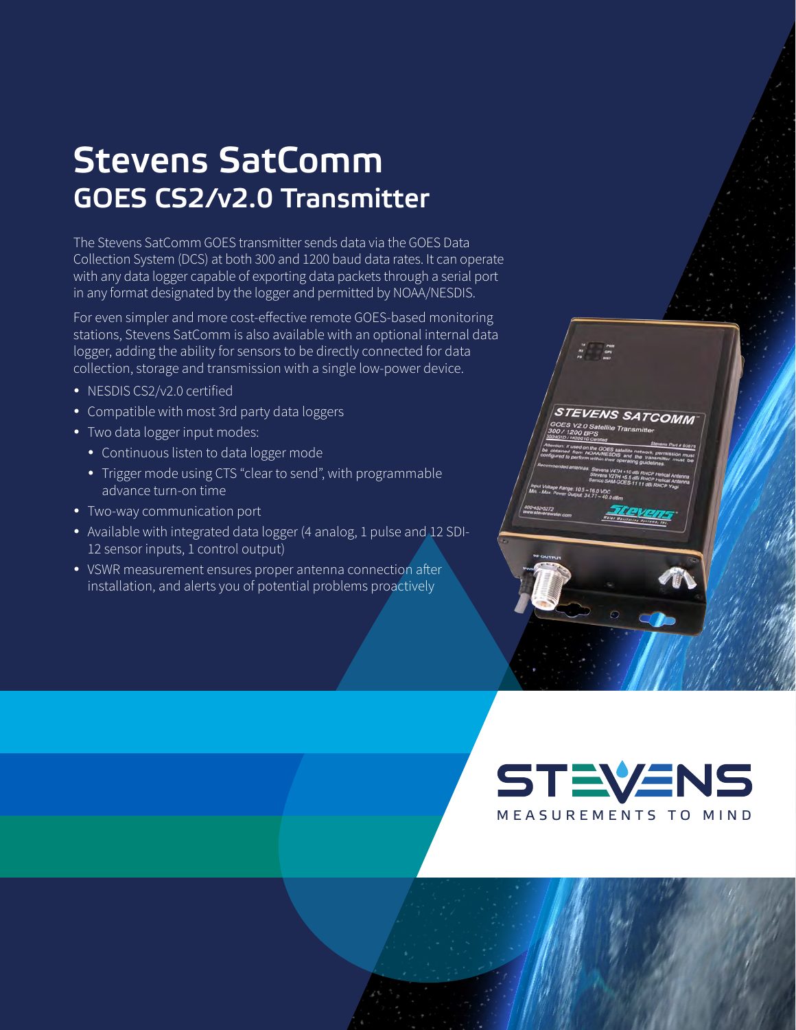# Stevens SatComm

## GOES CS2/v2.0 Transmitter

The Stevens SatComm GOES transmitter sends data via the GOES Data Collection System (DCS) at both 300 and 1200 baud data rates. It can operate with any data logger capable of exporting data packets through a serial port in any format designated by the logger and permitted by NOAA/NESDIS.

For even simpler and more cost-effective remote GOES-based monitoring stations, Stevens SatComm is also available with an optional internal data logger, adding the ability for sensors to be directly connected for data collection, storage and transmission with a single low-power device.

- NESDIS CS2/v2.0 certified
- Compatible with most 3rd party data loggers
- Two data logger input modes:
  - Continuous listen to data logger mode
  - Trigger mode using CTS "clear to send", with programmable advance turn-on time
- Two-way communication port
- Available with integrated data logger (4 analog, 1 pulse and 12 SDI-12 sensor inputs, 1 control output)
- VSWR measurement ensures proper antenna connection after installation, and alerts you of potential problems proactively

STEVENS

MEASUREMENTS TO MIND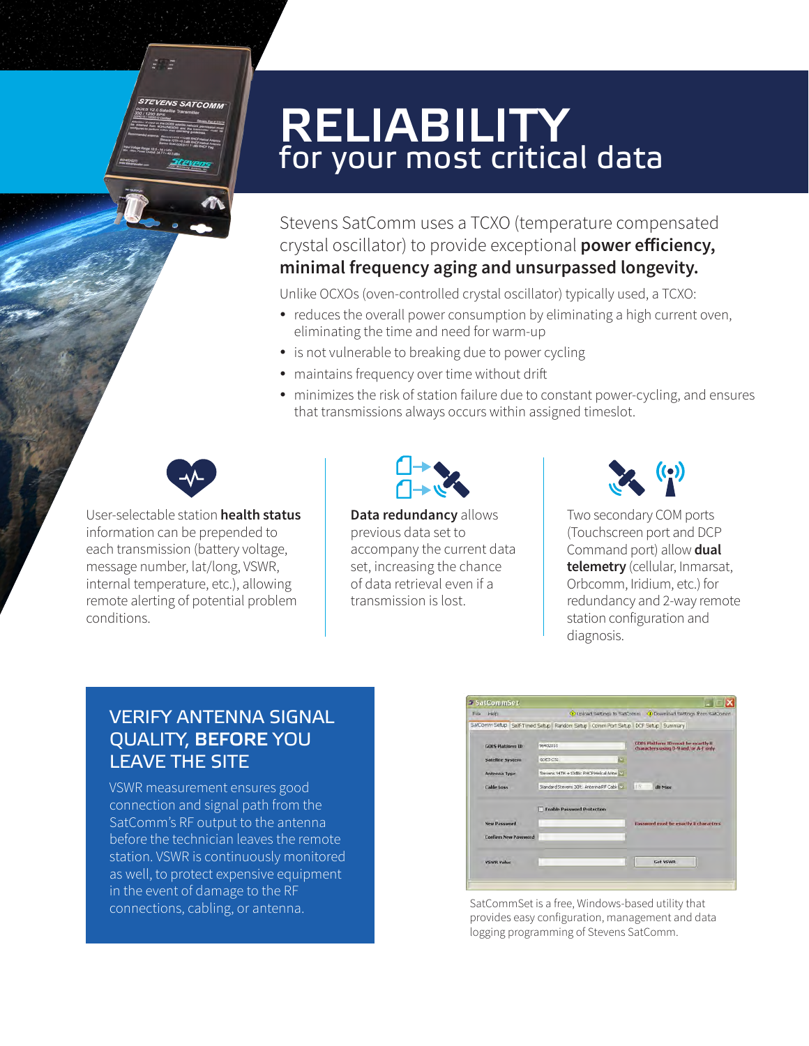# RELIABILITY
## for your most critical data

Stevens SatComm uses a TCXO (temperature compensated crystal oscillator) to provide exceptional **power efficiency, minimal frequency aging and unsurpassed longevity.**

Unlike OCXOs (oven-controlled crystal oscillator) typically used, a TCXO:

- reduces the overall power consumption by eliminating a high current oven, eliminating the time and need for warm-up
- is not vulnerable to breaking due to power cycling
- maintains frequency over time without drift
- minimizes the risk of station failure due to constant power-cycling, and ensures that transmissions always occurs within assigned timeslot.

User-selectable station **health status** information can be prepended to each transmission (battery voltage, message number, lat/long, VSWR, internal temperature, etc.), allowing remote alerting of potential problem conditions.

**Data redundancy** allows previous data set to accompany the current data set, increasing the chance of data retrieval even if a transmission is lost.

Two secondary COM ports (Touchscreen port and DCP Command port) allow **dual telemetry** (cellular, Inmarsat, Orbcomm, Iridium, etc.) for redundancy and 2-way remote station configuration and diagnosis.

## VERIFY ANTENNA SIGNAL QUALITY, BEFORE YOU LEAVE THE SITE

VSWR measurement ensures good connection and signal path from the SatComm's RF output to the antenna before the technician leaves the remote station. VSWR is continuously monitored as well, to protect expensive equipment in the event of damage to the RF connections, cabling, or antenna.

SatCommSet is a free, Windows-based utility that provides easy configuration, management and data logging programming of Stevens SatComm.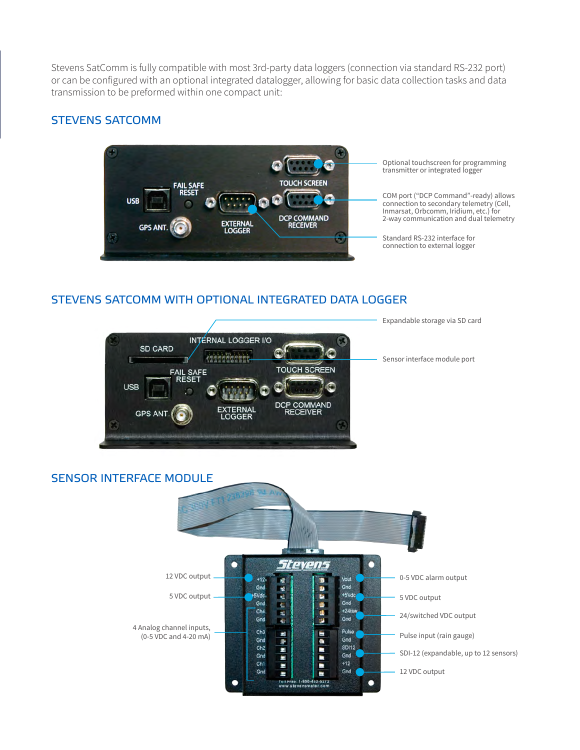Stevens SatComm is fully compatible with most 3rd-party data loggers (connection via standard RS-232 port) or can be configured with an optional integrated datalogger, allowing for basic data collection tasks and data transmission to be preformed within one compact unit:

## STEVENS SATCOMM

USB
FAIL SAFE RESET
GPS ANT.
EXTERNAL LOGGER
TOUCH SCREEN
DCP COMMAND RECEIVER

Optional touchscreen for programming transmitter or integrated logger

COM port ("DCP Command"-ready) allows connection to secondary telemetry (Cell, Inmarsat, Orbcomm, Iridium, etc.) for 2-way communication and dual telemetry

Standard RS-232 interface for connection to external logger

## STEVENS SATCOMM WITH OPTIONAL INTEGRATED DATA LOGGER

SD CARD
INTERNAL LOGGER I/O
TOUCH SCREEN
FAIL SAFE RESET
USB
GPS ANT.
EXTERNAL LOGGER
DCP COMMAND RECEIVER

Expandable storage via SD card

Sensor interface module port

## SENSOR INTERFACE MODULE

12 VDC output

5 VDC output

4 Analog channel inputs, (0-5 VDC and 4-20 mA)

0-5 VDC alarm output

5 VDC output

24/switched VDC output

Pulse input (rain gauge)

SDI-12 (expandable, up to 12 sensors)

12 VDC output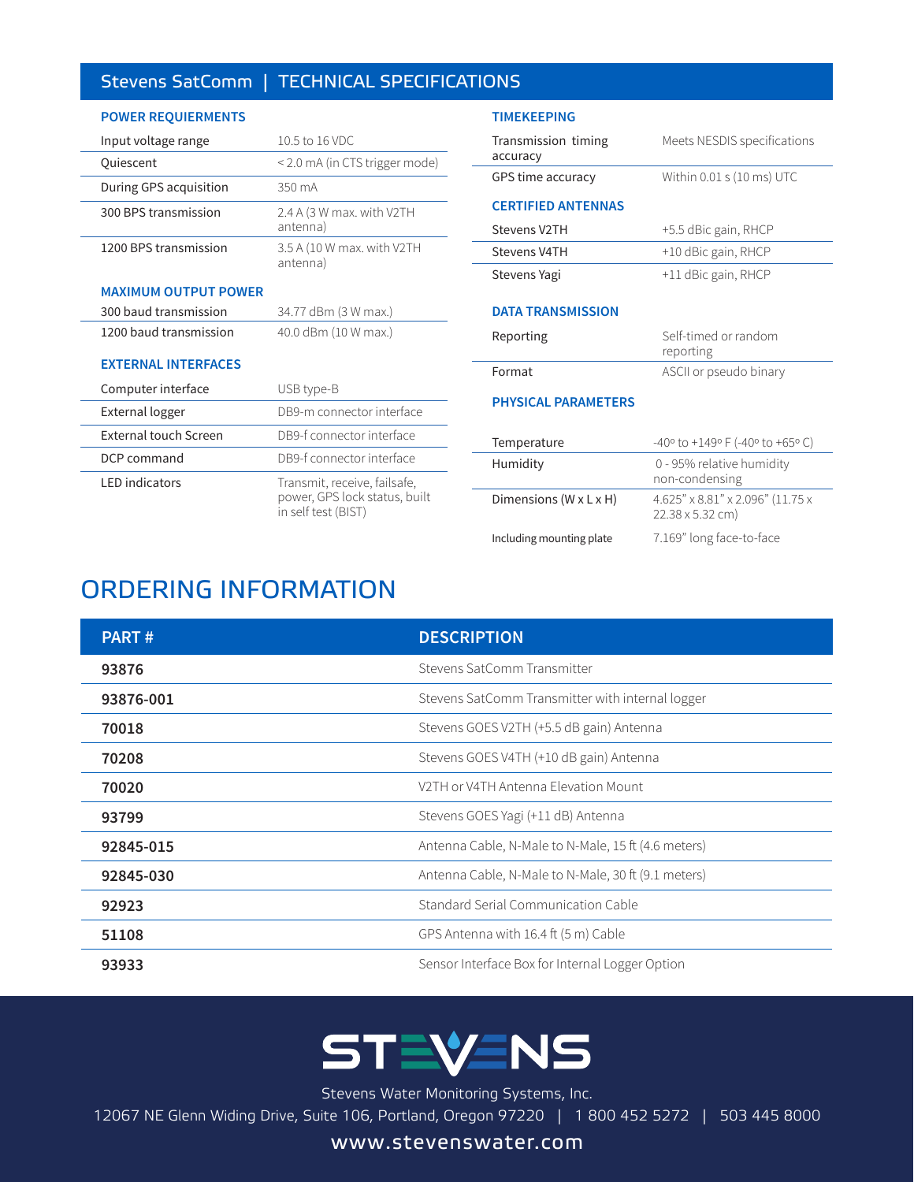## Stevens SatComm | TECHNICAL SPECIFICATIONS

### POWER REQUIERMENTS

| | |
|---|---|
| Input voltage range | 10.5 to 16 VDC |
| Quiescent | < 2.0 mA (in CTS trigger mode) |
| During GPS acquisition | 350 mA |
| 300 BPS transmission | 2.4 A (3 W max. with V2TH antenna) |
| 1200 BPS transmission | 3.5 A (10 W max. with V2TH antenna) |

### MAXIMUM OUTPUT POWER

| | |
|---|---|
| 300 baud transmission | 34.77 dBm (3 W max.) |
| 1200 baud transmission | 40.0 dBm (10 W max.) |

### EXTERNAL INTERFACES

| | |
|---|---|
| Computer interface | USB type-B |
| External logger | DB9-m connector interface |
| External touch Screen | DB9-f connector interface |
| DCP command | DB9-f connector interface |
| LED indicators | Transmit, receive, failsafe, power, GPS lock status, built in self test (BIST) |

### TIMEKEEPING

| | |
|---|---|
| Transmission timing accuracy | Meets NESDIS specifications |
| GPS time accuracy | Within 0.01 s (10 ms) UTC |

### CERTIFIED ANTENNAS

| | |
|---|---|
| Stevens V2TH | +5.5 dBic gain, RHCP |
| Stevens V4TH | +10 dBic gain, RHCP |
| Stevens Yagi | +11 dBic gain, RHCP |

### DATA TRANSMISSION

| | |
|---|---|
| Reporting | Self-timed or random reporting |
| Format | ASCII or pseudo binary |

### PHYSICAL PARAMETERS

| | |
|---|---|
| Temperature | -40º to +149º F (-40º to +65º C) |
| Humidity | 0 - 95% relative humidity non-condensing |
| Dimensions (W x L x H) | 4.625" x 8.81" x 2.096" (11.75 x 22.38 x 5.32 cm) |
| Including mounting plate | 7.169" long face-to-face |

# ORDERING INFORMATION

| PART # | DESCRIPTION |
|---|---|
| **93876** | Stevens SatComm Transmitter |
| **93876-001** | Stevens SatComm Transmitter with internal logger |
| **70018** | Stevens GOES V2TH (+5.5 dB gain) Antenna |
| **70208** | Stevens GOES V4TH (+10 dB gain) Antenna |
| **70020** | V2TH or V4TH Antenna Elevation Mount |
| **93799** | Stevens GOES Yagi (+11 dB) Antenna |
| **92845-015** | Antenna Cable, N-Male to N-Male, 15 ft (4.6 meters) |
| **92845-030** | Antenna Cable, N-Male to N-Male, 30 ft (9.1 meters) |
| **92923** | Standard Serial Communication Cable |
| **51108** | GPS Antenna with 16.4 ft (5 m) Cable |
| **93933** | Sensor Interface Box for Internal Logger Option |

STEVENS

Stevens Water Monitoring Systems, Inc.

12067 NE Glenn Widing Drive, Suite 106, Portland, Oregon 97220 | 1 800 452 5272 | 503 445 8000

www.stevenswater.com